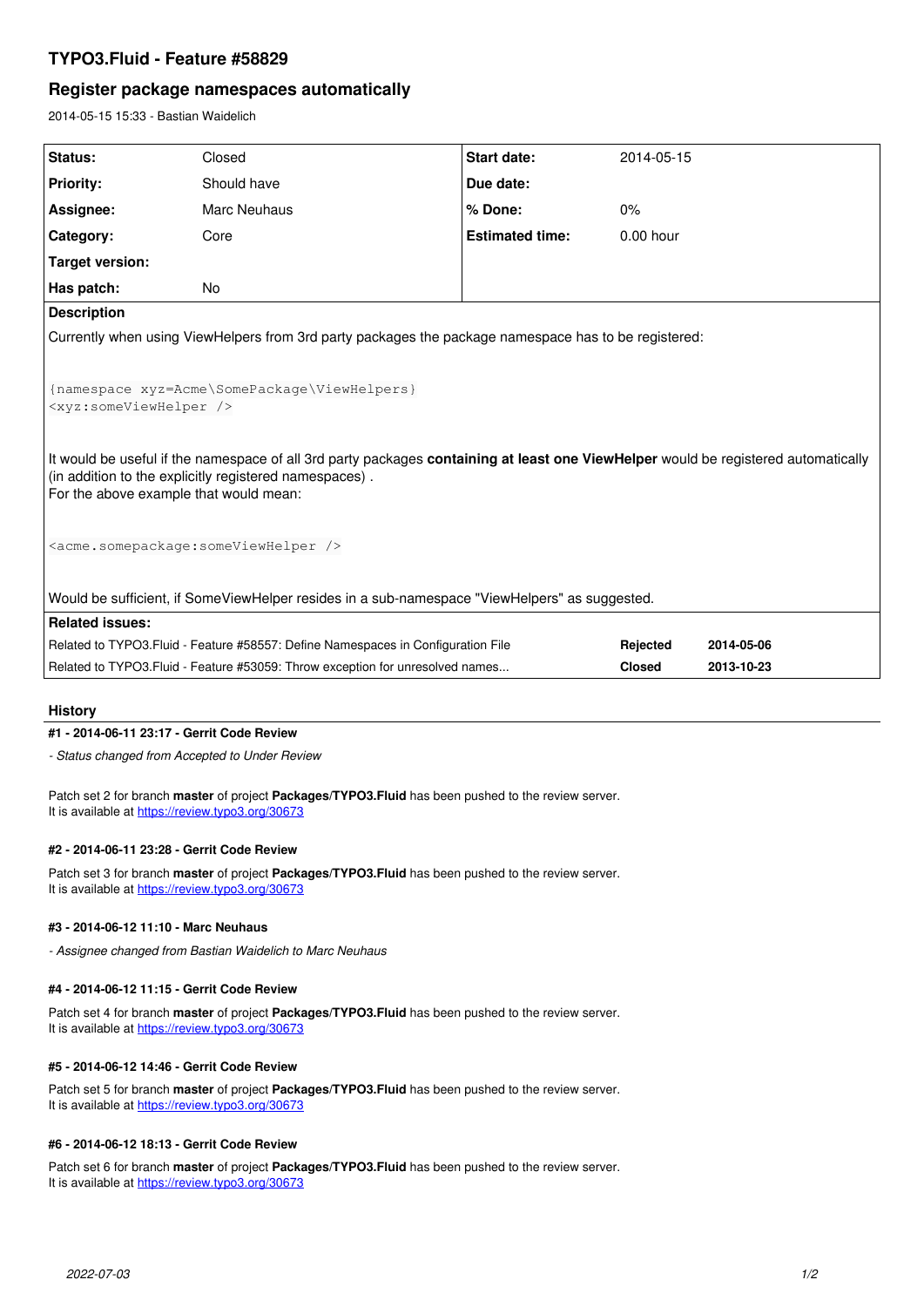# TYPO3.Fluid - Feature #58829

## Register package namespaces automatically

2014-05-15 15:33 - Bastian Waidelich

| Status: | Closed | Start date: | 2014-05-15 |
|---|---|---|---|
| Priority: | Should have | Due date: | |
| Assignee: | Marc Neuhaus | % Done: | 0% |
| Category: | Core | Estimated time: | 0.00 hour |
| Target version: | | | |
| Has patch: | No | | |

**Description**

Currently when using ViewHelpers from 3rd party packages the package namespace has to be registered:

```
{namespace xyz=Acme\SomePackage\ViewHelpers}
<xyz:someViewHelper />
```

It would be useful if the namespace of all 3rd party packages **containing at least one ViewHelper** would be registered automatically (in addition to the explicitly registered namespaces) .
For the above example that would mean:

```
<acme.somepackage:someViewHelper />
```

Would be sufficient, if SomeViewHelper resides in a sub-namespace "ViewHelpers" as suggested.

**Related issues:**

| | | |
|---|---|---|
| Related to TYPO3.Fluid - Feature #58557: Define Namespaces in Configuration File | **Rejected** | **2014-05-06** |
| Related to TYPO3.Fluid - Feature #53059: Throw exception for unresolved names... | **Closed** | **2013-10-23** |

## History

#### #1 - 2014-06-11 23:17 - Gerrit Code Review

*- Status changed from Accepted to Under Review*

Patch set 2 for branch **master** of project **Packages/TYPO3.Fluid** has been pushed to the review server.
It is available at https://review.typo3.org/30673

#### #2 - 2014-06-11 23:28 - Gerrit Code Review

Patch set 3 for branch **master** of project **Packages/TYPO3.Fluid** has been pushed to the review server.
It is available at https://review.typo3.org/30673

#### #3 - 2014-06-12 11:10 - Marc Neuhaus

*- Assignee changed from Bastian Waidelich to Marc Neuhaus*

#### #4 - 2014-06-12 11:15 - Gerrit Code Review

Patch set 4 for branch **master** of project **Packages/TYPO3.Fluid** has been pushed to the review server.
It is available at https://review.typo3.org/30673

#### #5 - 2014-06-12 14:46 - Gerrit Code Review

Patch set 5 for branch **master** of project **Packages/TYPO3.Fluid** has been pushed to the review server.
It is available at https://review.typo3.org/30673

#### #6 - 2014-06-12 18:13 - Gerrit Code Review

Patch set 6 for branch **master** of project **Packages/TYPO3.Fluid** has been pushed to the review server.
It is available at https://review.typo3.org/30673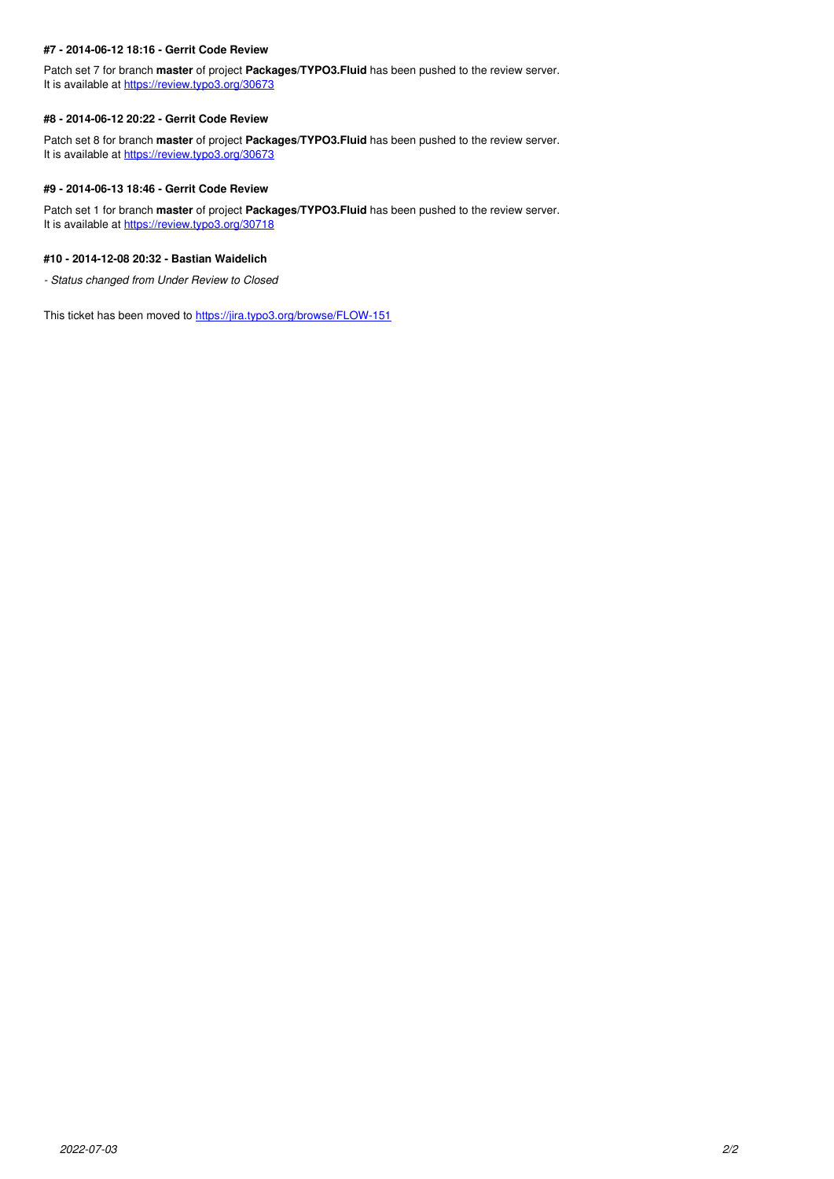#### #7 - 2014-06-12 18:16 - Gerrit Code Review

Patch set 7 for branch **master** of project **Packages/TYPO3.Fluid** has been pushed to the review server.
It is available at https://review.typo3.org/30673

#### #8 - 2014-06-12 20:22 - Gerrit Code Review

Patch set 8 for branch **master** of project **Packages/TYPO3.Fluid** has been pushed to the review server.
It is available at https://review.typo3.org/30673

#### #9 - 2014-06-13 18:46 - Gerrit Code Review

Patch set 1 for branch **master** of project **Packages/TYPO3.Fluid** has been pushed to the review server.
It is available at https://review.typo3.org/30718

#### #10 - 2014-12-08 20:32 - Bastian Waidelich

*- Status changed from Under Review to Closed*

This ticket has been moved to https://jira.typo3.org/browse/FLOW-151